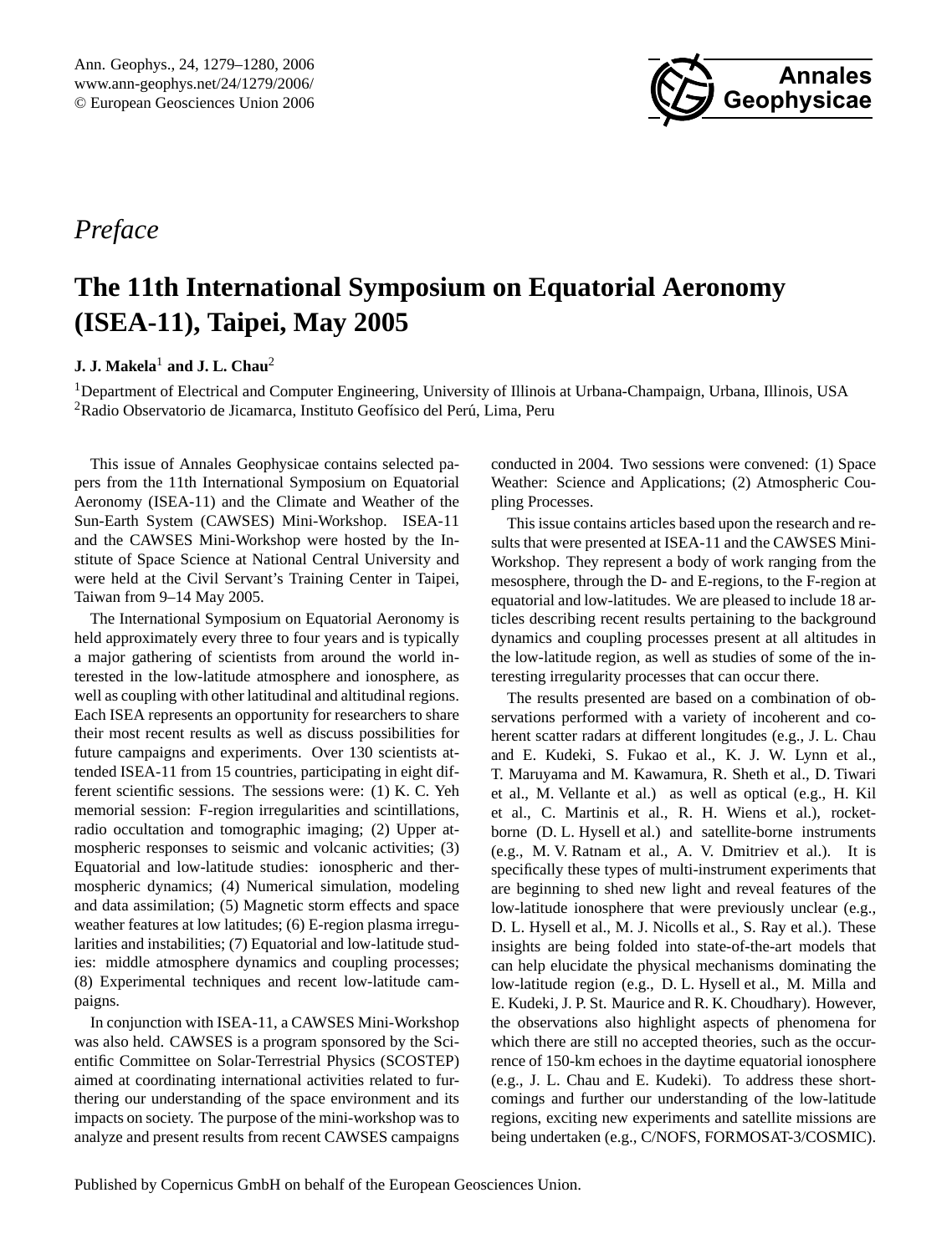*Preface*

# The 11th International Symposium on Equatorial Aeronomy (ISEA-11), Taipei, May 2005

**J. J. Makela**[1] **and J. L. Chau**[2]

[1]Department of Electrical and Computer Engineering, University of Illinois at Urbana-Champaign, Urbana, Illinois, USA
[2]Radio Observatorio de Jicamarca, Instituto Geofísico del Perú, Lima, Peru

This issue of Annales Geophysicae contains selected papers from the 11th International Symposium on Equatorial Aeronomy (ISEA-11) and the Climate and Weather of the Sun-Earth System (CAWSES) Mini-Workshop. ISEA-11 and the CAWSES Mini-Workshop were hosted by the Institute of Space Science at National Central University and were held at the Civil Servant's Training Center in Taipei, Taiwan from 9–14 May 2005.

The International Symposium on Equatorial Aeronomy is held approximately every three to four years and is typically a major gathering of scientists from around the world interested in the low-latitude atmosphere and ionosphere, as well as coupling with other latitudinal and altitudinal regions. Each ISEA represents an opportunity for researchers to share their most recent results as well as discuss possibilities for future campaigns and experiments. Over 130 scientists attended ISEA-11 from 15 countries, participating in eight different scientific sessions. The sessions were: (1) K. C. Yeh memorial session: F-region irregularities and scintillations, radio occultation and tomographic imaging; (2) Upper atmospheric responses to seismic and volcanic activities; (3) Equatorial and low-latitude studies: ionospheric and thermospheric dynamics; (4) Numerical simulation, modeling and data assimilation; (5) Magnetic storm effects and space weather features at low latitudes; (6) E-region plasma irregularities and instabilities; (7) Equatorial and low-latitude studies: middle atmosphere dynamics and coupling processes; (8) Experimental techniques and recent low-latitude campaigns.

In conjunction with ISEA-11, a CAWSES Mini-Workshop was also held. CAWSES is a program sponsored by the Scientific Committee on Solar-Terrestrial Physics (SCOSTEP) aimed at coordinating international activities related to furthering our understanding of the space environment and its impacts on society. The purpose of the mini-workshop was to analyze and present results from recent CAWSES campaigns conducted in 2004. Two sessions were convened: (1) Space Weather: Science and Applications; (2) Atmospheric Coupling Processes.

This issue contains articles based upon the research and results that were presented at ISEA-11 and the CAWSES Mini-Workshop. They represent a body of work ranging from the mesosphere, through the D- and E-regions, to the F-region at equatorial and low-latitudes. We are pleased to include 18 articles describing recent results pertaining to the background dynamics and coupling processes present at all altitudes in the low-latitude region, as well as studies of some of the interesting irregularity processes that can occur there.

The results presented are based on a combination of observations performed with a variety of incoherent and coherent scatter radars at different longitudes (e.g., J. L. Chau and E. Kudeki, S. Fukao et al., K. J. W. Lynn et al., T. Maruyama and M. Kawamura, R. Sheth et al., D. Tiwari et al., M. Vellante et al.) as well as optical (e.g., H. Kil et al., C. Martinis et al., R. H. Wiens et al.), rocket-borne (D. L. Hysell et al.) and satellite-borne instruments (e.g., M. V. Ratnam et al., A. V. Dmitriev et al.). It is specifically these types of multi-instrument experiments that are beginning to shed new light and reveal features of the low-latitude ionosphere that were previously unclear (e.g., D. L. Hysell et al., M. J. Nicolls et al., S. Ray et al.). These insights are being folded into state-of-the-art models that can help elucidate the physical mechanisms dominating the low-latitude region (e.g., D. L. Hysell et al., M. Milla and E. Kudeki, J. P. St. Maurice and R. K. Choudhary). However, the observations also highlight aspects of phenomena for which there are still no accepted theories, such as the occurrence of 150-km echoes in the daytime equatorial ionosphere (e.g., J. L. Chau and E. Kudeki). To address these shortcomings and further our understanding of the low-latitude regions, exciting new experiments and satellite missions are being undertaken (e.g., C/NOFS, FORMOSAT-3/COSMIC).

Published by Copernicus GmbH on behalf of the European Geosciences Union.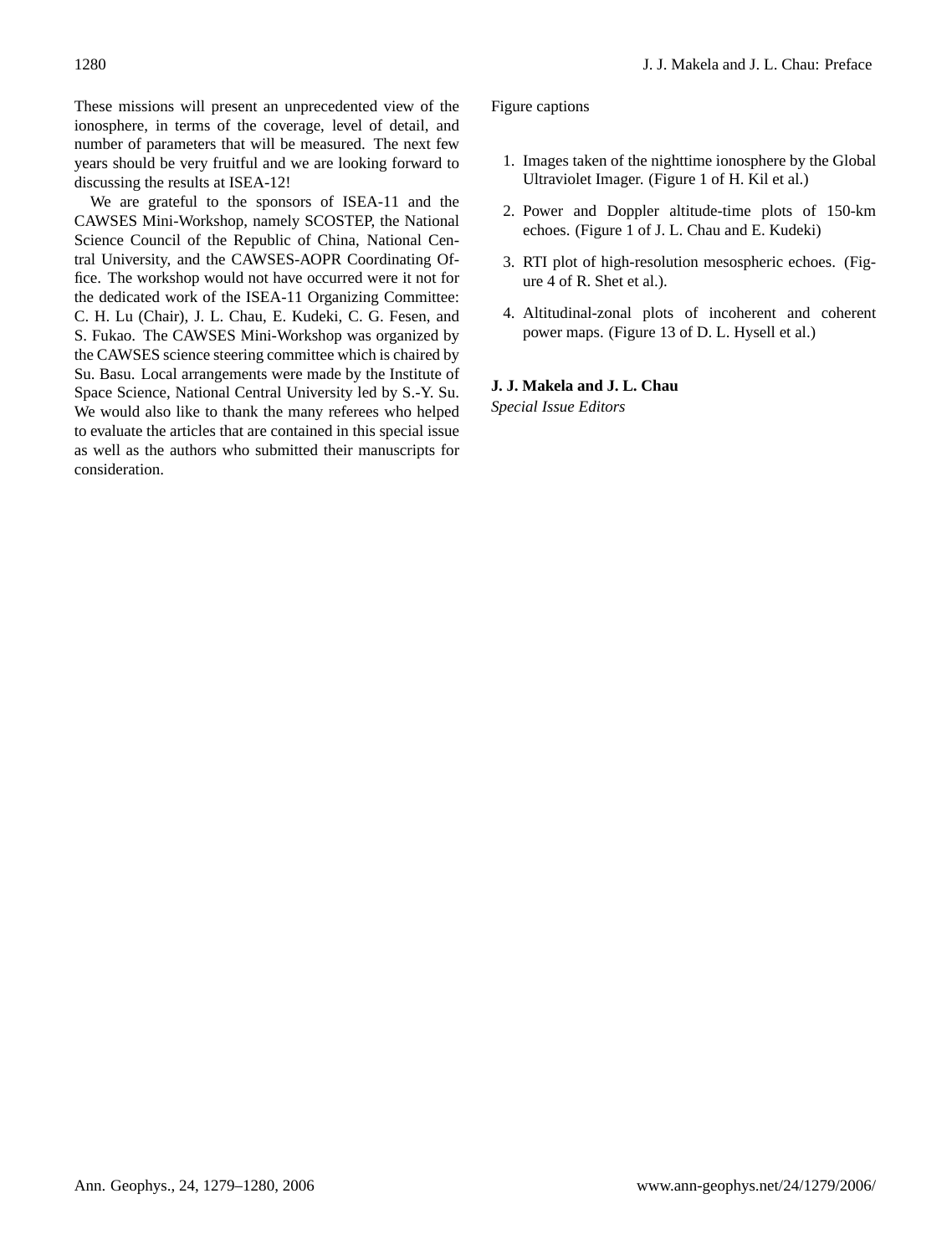These missions will present an unprecedented view of the ionosphere, in terms of the coverage, level of detail, and number of parameters that will be measured. The next few years should be very fruitful and we are looking forward to discussing the results at ISEA-12!

We are grateful to the sponsors of ISEA-11 and the CAWSES Mini-Workshop, namely SCOSTEP, the National Science Council of the Republic of China, National Central University, and the CAWSES-AOPR Coordinating Office. The workshop would not have occurred were it not for the dedicated work of the ISEA-11 Organizing Committee: C. H. Lu (Chair), J. L. Chau, E. Kudeki, C. G. Fesen, and S. Fukao. The CAWSES Mini-Workshop was organized by the CAWSES science steering committee which is chaired by Su. Basu. Local arrangements were made by the Institute of Space Science, National Central University led by S.-Y. Su. We would also like to thank the many referees who helped to evaluate the articles that are contained in this special issue as well as the authors who submitted their manuscripts for consideration.

Figure captions

1. Images taken of the nighttime ionosphere by the Global Ultraviolet Imager. (Figure 1 of H. Kil et al.)
2. Power and Doppler altitude-time plots of 150-km echoes. (Figure 1 of J. L. Chau and E. Kudeki)
3. RTI plot of high-resolution mesospheric echoes. (Figure 4 of R. Shet et al.).
4. Altitudinal-zonal plots of incoherent and coherent power maps. (Figure 13 of D. L. Hysell et al.)

**J. J. Makela and J. L. Chau**
*Special Issue Editors*